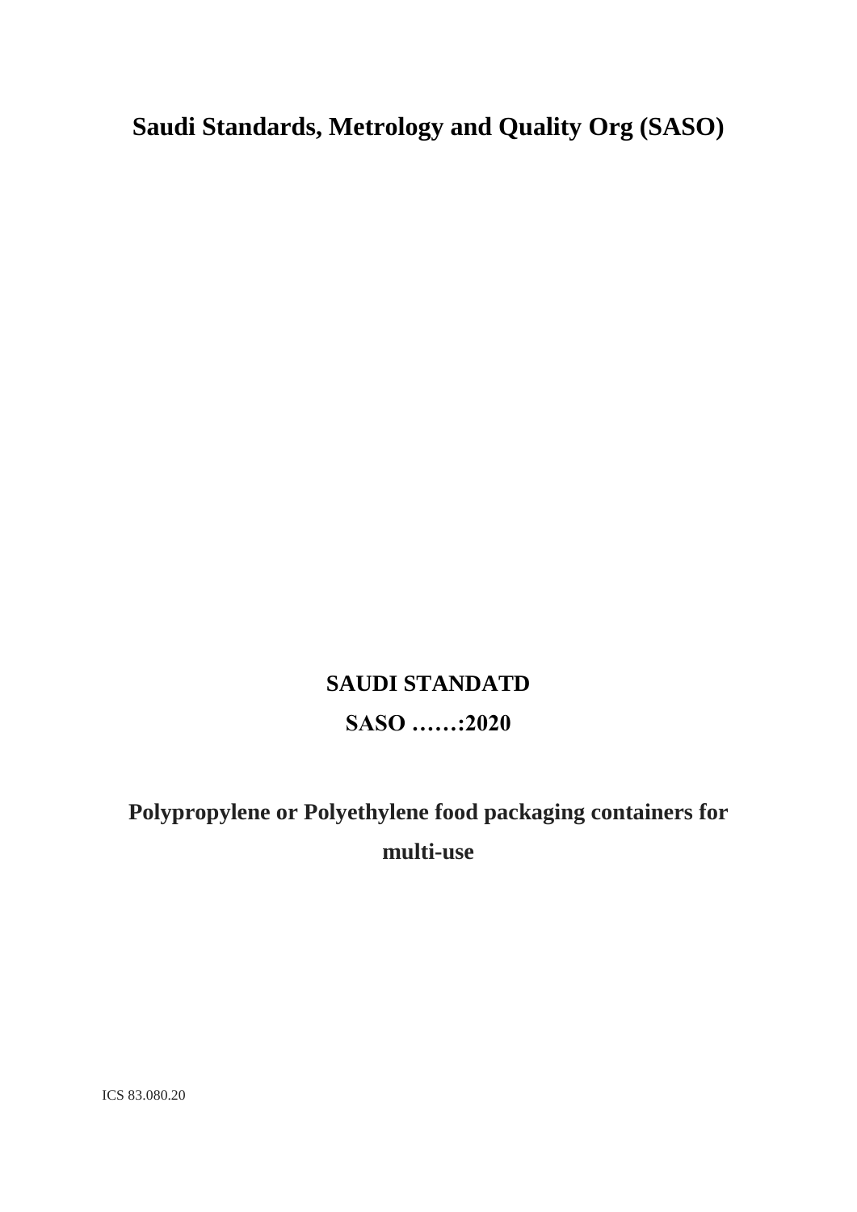# Saudi Standards, Metrology and Quality Org (SASO)

## SAUDI STANDATD

## SASO ……:2020

## Polypropylene or Polyethylene food packaging containers for multi-use

ICS 83.080.20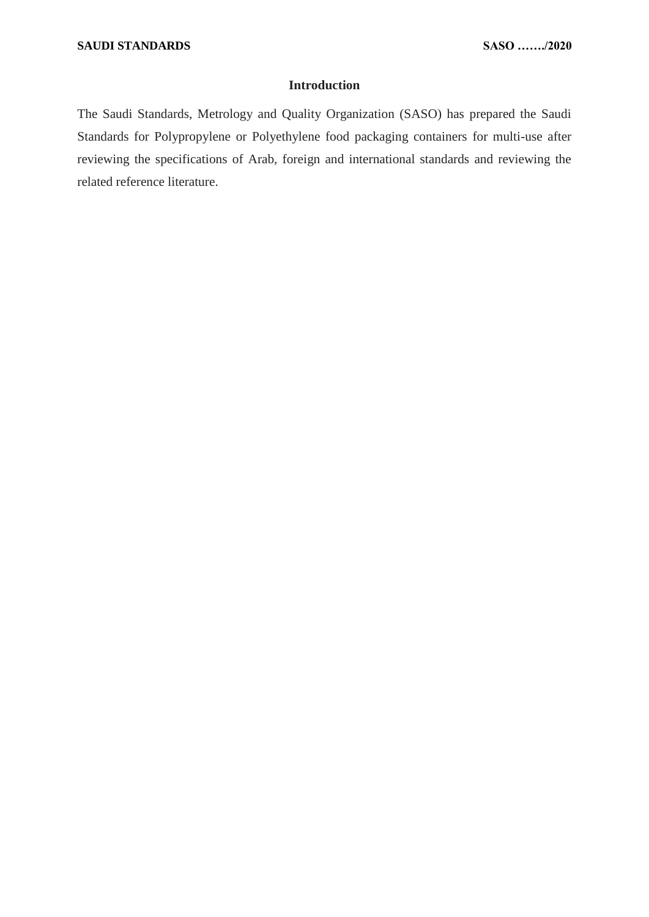## Introduction

The Saudi Standards, Metrology and Quality Organization (SASO) has prepared the Saudi Standards for Polypropylene or Polyethylene food packaging containers for multi-use after reviewing the specifications of Arab, foreign and international standards and reviewing the related reference literature.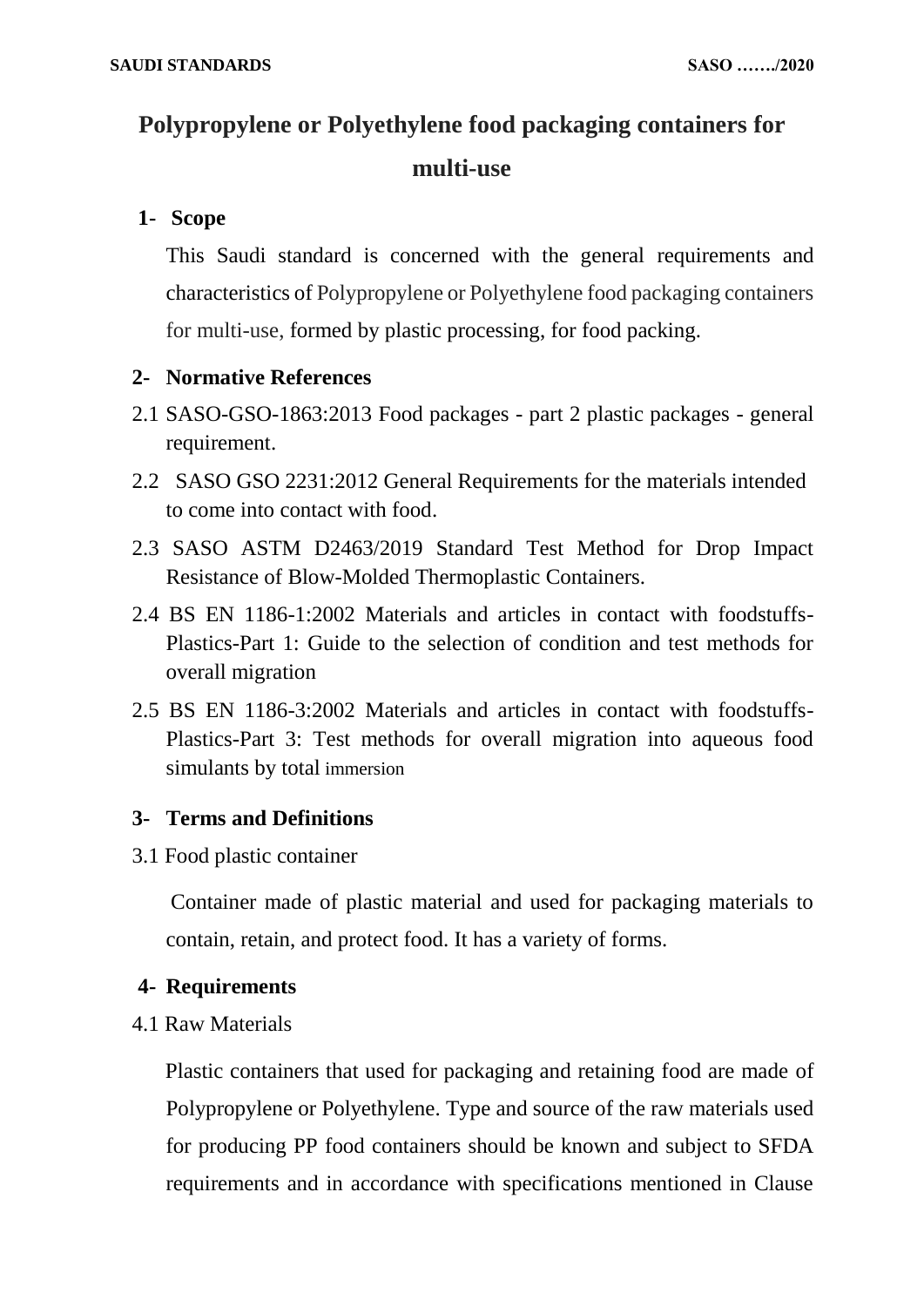# Polypropylene or Polyethylene food packaging containers for multi-use

## 1- Scope

This Saudi standard is concerned with the general requirements and characteristics of Polypropylene or Polyethylene food packaging containers for multi-use, formed by plastic processing, for food packing.

## 2- Normative References

2.1 SASO-GSO-1863:2013 Food packages - part 2 plastic packages - general requirement.

2.2 SASO GSO 2231:2012 General Requirements for the materials intended to come into contact with food.

2.3 SASO ASTM D2463/2019 Standard Test Method for Drop Impact Resistance of Blow-Molded Thermoplastic Containers.

2.4 BS EN 1186-1:2002 Materials and articles in contact with foodstuffs-Plastics-Part 1: Guide to the selection of condition and test methods for overall migration

2.5 BS EN 1186-3:2002 Materials and articles in contact with foodstuffs-Plastics-Part 3: Test methods for overall migration into aqueous food simulants by total immersion

## 3- Terms and Definitions

3.1 Food plastic container

Container made of plastic material and used for packaging materials to contain, retain, and protect food. It has a variety of forms.

## 4- Requirements

4.1 Raw Materials

Plastic containers that used for packaging and retaining food are made of Polypropylene or Polyethylene. Type and source of the raw materials used for producing PP food containers should be known and subject to SFDA requirements and in accordance with specifications mentioned in Clause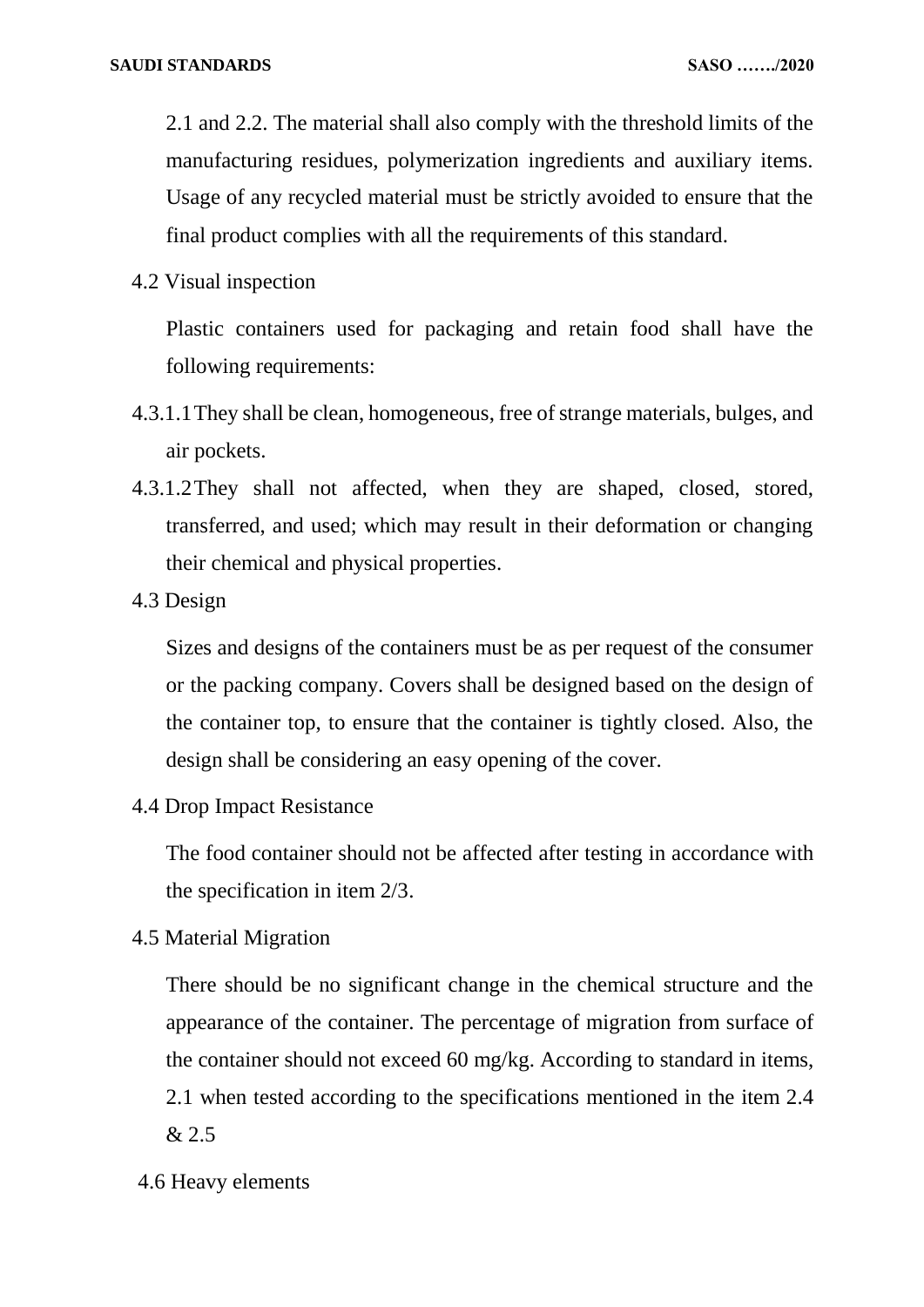2.1 and 2.2. The material shall also comply with the threshold limits of the manufacturing residues, polymerization ingredients and auxiliary items. Usage of any recycled material must be strictly avoided to ensure that the final product complies with all the requirements of this standard.

4.2 Visual inspection

Plastic containers used for packaging and retain food shall have the following requirements:

4.3.1.1 They shall be clean, homogeneous, free of strange materials, bulges, and air pockets.

4.3.1.2 They shall not affected, when they are shaped, closed, stored, transferred, and used; which may result in their deformation or changing their chemical and physical properties.

4.3 Design

Sizes and designs of the containers must be as per request of the consumer or the packing company. Covers shall be designed based on the design of the container top, to ensure that the container is tightly closed. Also, the design shall be considering an easy opening of the cover.

4.4 Drop Impact Resistance

The food container should not be affected after testing in accordance with the specification in item 2/3.

4.5 Material Migration

There should be no significant change in the chemical structure and the appearance of the container. The percentage of migration from surface of the container should not exceed 60 mg/kg. According to standard in items, 2.1 when tested according to the specifications mentioned in the item 2.4 & 2.5

4.6 Heavy elements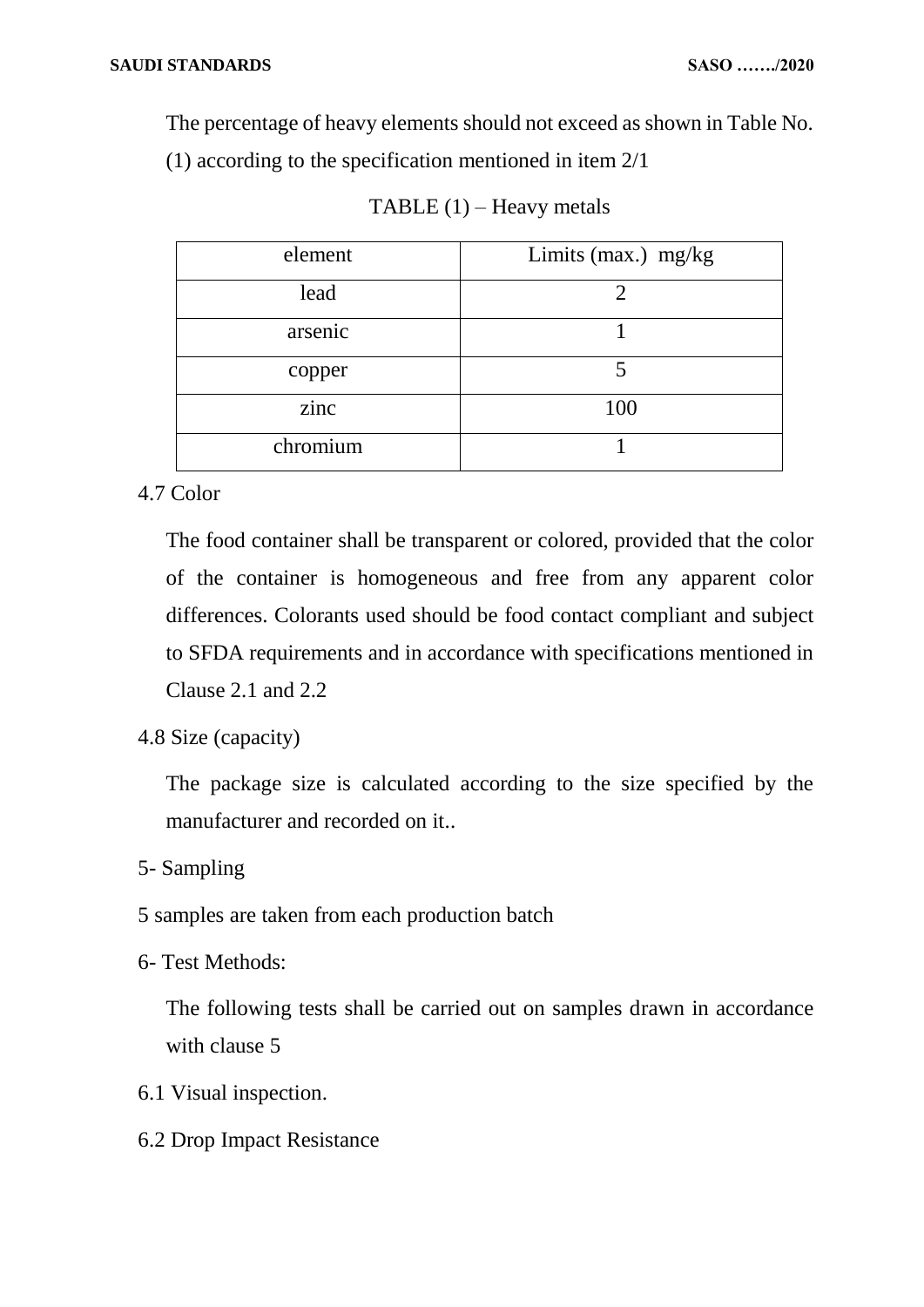The percentage of heavy elements should not exceed as shown in Table No. (1) according to the specification mentioned in item 2/1

TABLE (1) – Heavy metals

| element | Limits (max.) mg/kg |
|---|---|
| lead | 2 |
| arsenic | 1 |
| copper | 5 |
| zinc | 100 |
| chromium | 1 |

4.7 Color

The food container shall be transparent or colored, provided that the color of the container is homogeneous and free from any apparent color differences. Colorants used should be food contact compliant and subject to SFDA requirements and in accordance with specifications mentioned in Clause 2.1 and 2.2

4.8 Size (capacity)

The package size is calculated according to the size specified by the manufacturer and recorded on it..

5- Sampling

5 samples are taken from each production batch

6- Test Methods:

The following tests shall be carried out on samples drawn in accordance with clause 5

6.1 Visual inspection.

6.2 Drop Impact Resistance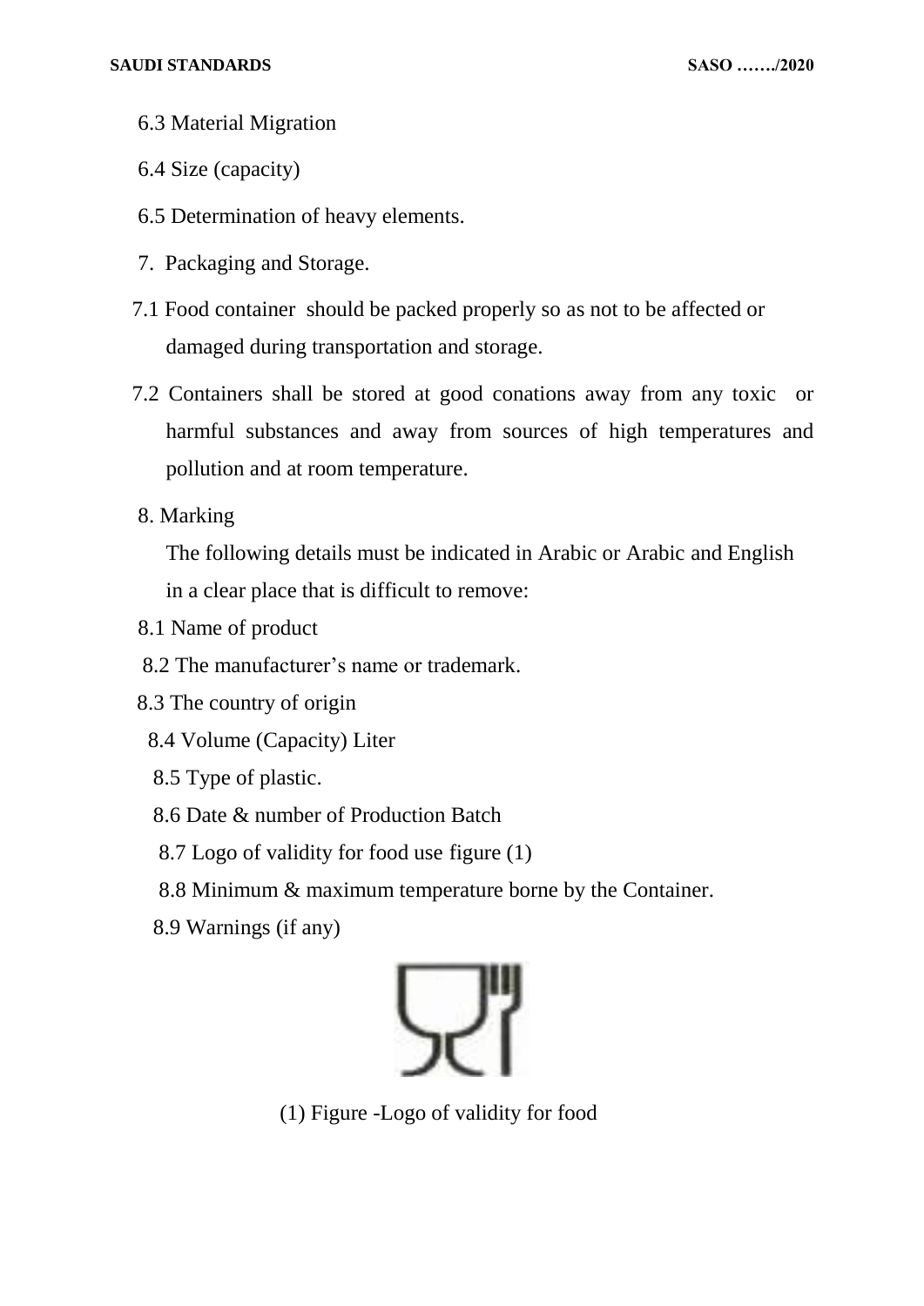6.3 Material Migration

6.4 Size (capacity)

6.5 Determination of heavy elements.

## 7. Packaging and Storage.

7.1 Food container should be packed properly so as not to be affected or damaged during transportation and storage.

7.2 Containers shall be stored at good conations away from any toxic or harmful substances and away from sources of high temperatures and pollution and at room temperature.

## 8. Marking

The following details must be indicated in Arabic or Arabic and English in a clear place that is difficult to remove:

8.1 Name of product

8.2 The manufacturer's name or trademark.

8.3 The country of origin

8.4 Volume (Capacity) Liter

8.5 Type of plastic.

8.6 Date & number of Production Batch

8.7 Logo of validity for food use figure (1)

8.8 Minimum & maximum temperature borne by the Container.

8.9 Warnings (if any)

(1) Figure -Logo of validity for food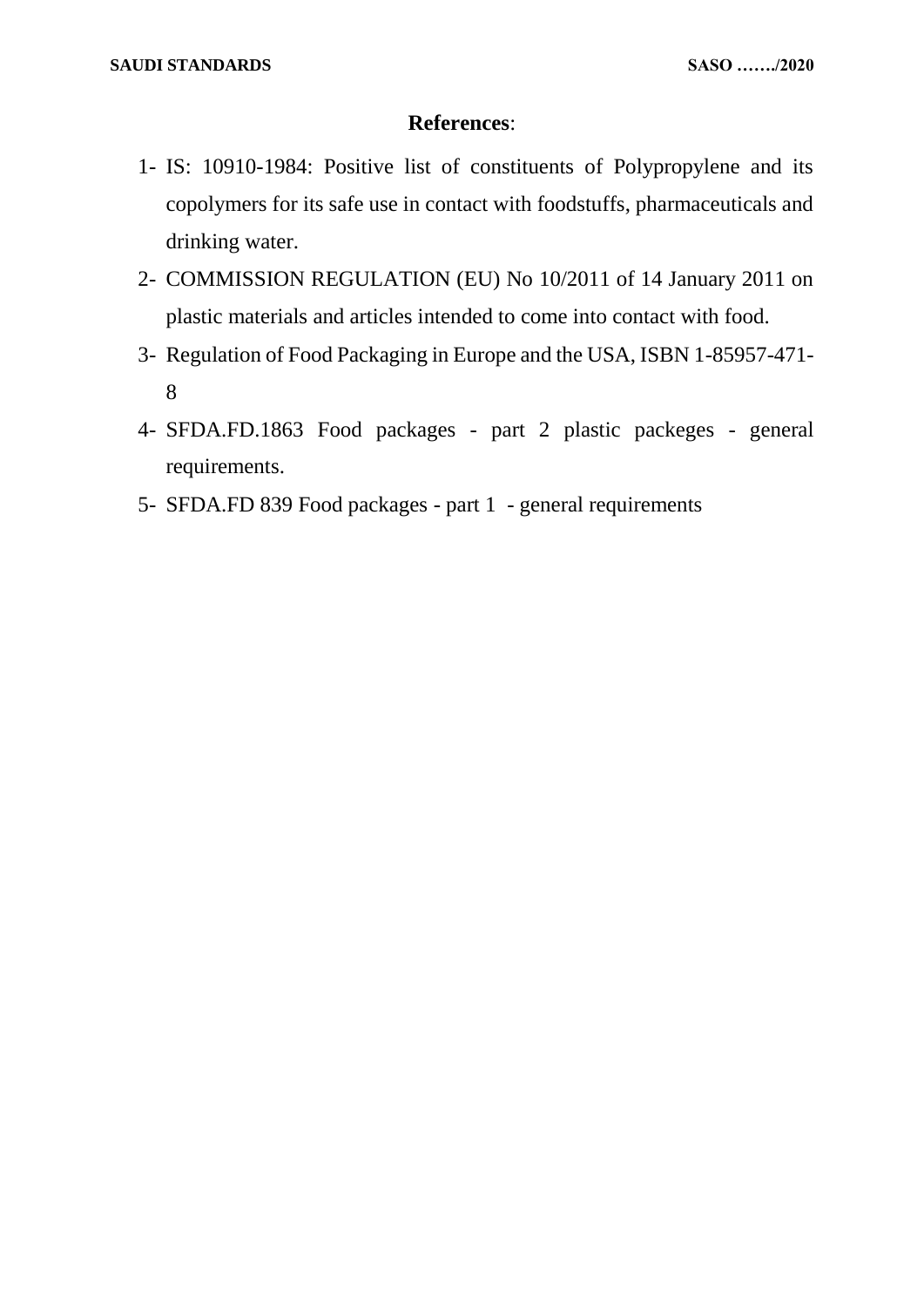## **References**:

1- IS: 10910-1984: Positive list of constituents of Polypropylene and its copolymers for its safe use in contact with foodstuffs, pharmaceuticals and drinking water.

2- COMMISSION REGULATION (EU) No 10/2011 of 14 January 2011 on plastic materials and articles intended to come into contact with food.

3- Regulation of Food Packaging in Europe and the USA, ISBN 1-85957-471-8

4- SFDA.FD.1863 Food packages - part 2 plastic packeges - general requirements.

5- SFDA.FD 839 Food packages - part 1 - general requirements